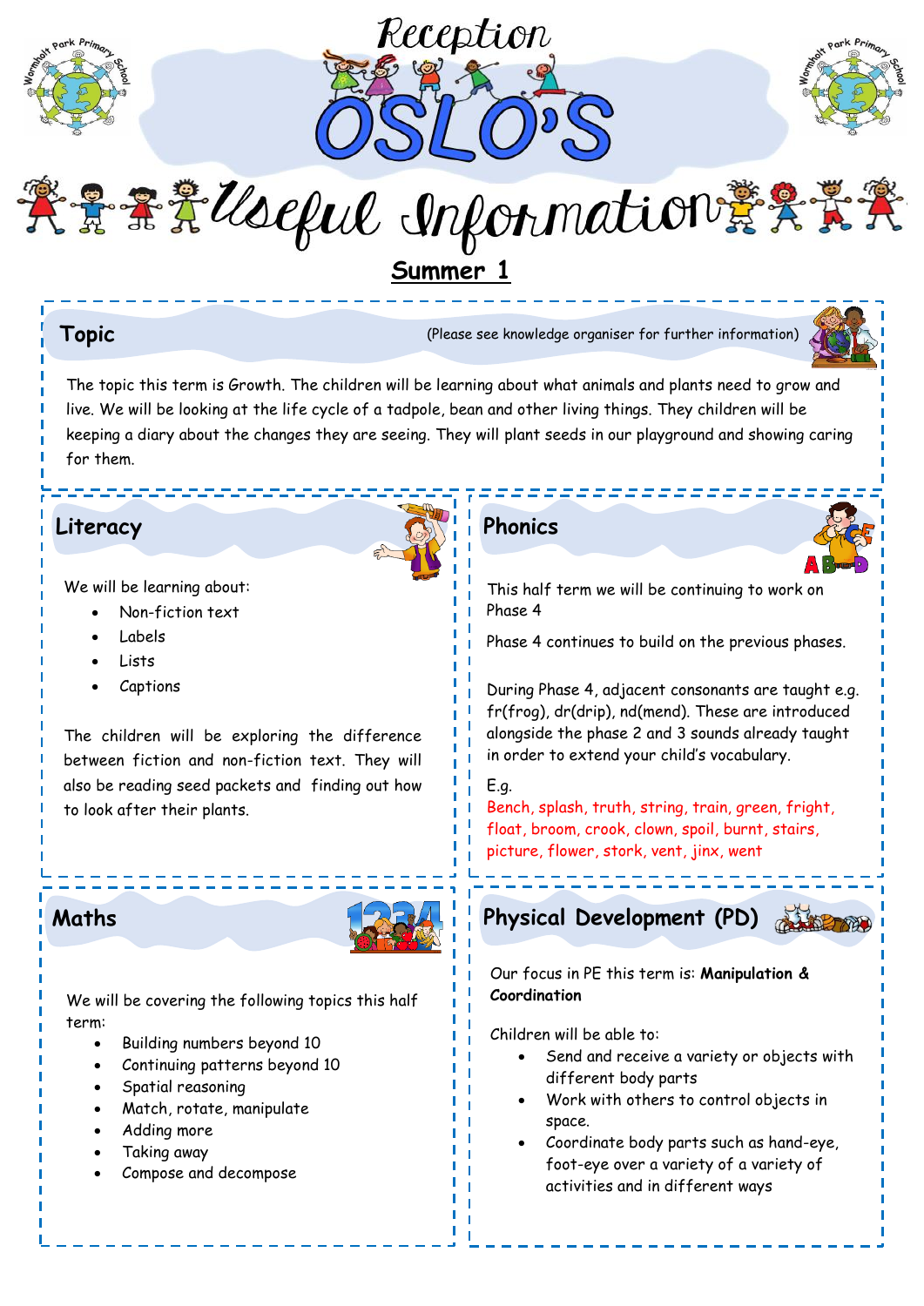# Reception OSLO'S

## Useful Information

### Summer 1

## Topic

(Please see knowledge organiser for further information)

The topic this term is Growth. The children will be learning about what animals and plants need to grow and live. We will be looking at the life cycle of a tadpole, bean and other living things. They children will be keeping a diary about the changes they are seeing. They will plant seeds in our playground and showing caring for them.

## Literacy

We will be learning about:

- Non-fiction text
- Labels
- Lists
- Captions

The children will be exploring the difference between fiction and non-fiction text. They will also be reading seed packets and finding out how to look after their plants.

## Phonics

This half term we will be continuing to work on Phase 4

Phase 4 continues to build on the previous phases.

During Phase 4, adjacent consonants are taught e.g. fr(frog), dr(drip), nd(mend). These are introduced alongside the phase 2 and 3 sounds already taught in order to extend your child's vocabulary.

E.g.

Bench, splash, truth, string, train, green, fright, float, broom, crook, clown, spoil, burnt, stairs, picture, flower, stork, vent, jinx, went

## Maths

We will be covering the following topics this half term:

- Building numbers beyond 10
- Continuing patterns beyond 10
- Spatial reasoning
- Match, rotate, manipulate
- Adding more
- Taking away
- Compose and decompose

## Physical Development (PD)

Our focus in PE this term is: **Manipulation & Coordination**

Children will be able to:

- Send and receive a variety or objects with different body parts
- Work with others to control objects in space.
- Coordinate body parts such as hand-eye, foot-eye over a variety of a variety of activities and in different ways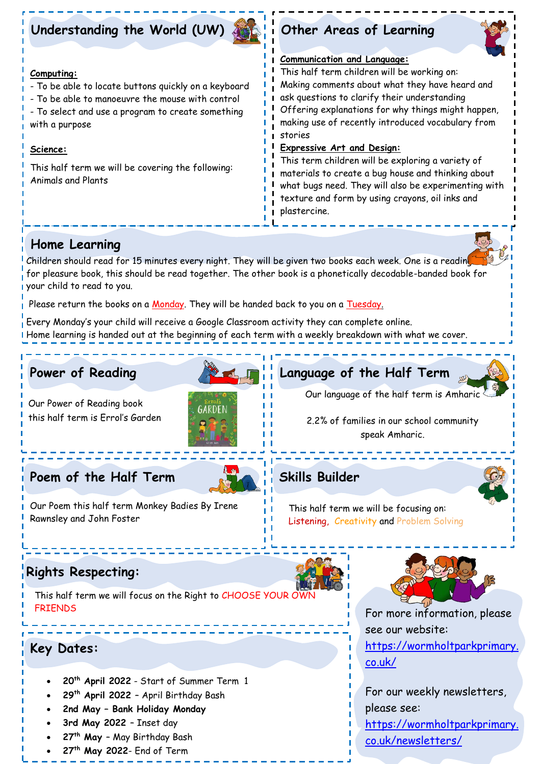## Understanding the World (UW)

**Computing:**

- To be able to locate buttons quickly on a keyboard
- To be able to manoeuvre the mouse with control
- To select and use a program to create something with a purpose

**Science:**

This half term we will be covering the following: Animals and Plants

## Other Areas of Learning

**Communication and Language:**

This half term children will be working on:
Making comments about what they have heard and ask questions to clarify their understanding
Offering explanations for why things might happen, making use of recently introduced vocabulary from stories

**Expressive Art and Design:**

This term children will be exploring a variety of materials to create a bug house and thinking about what bugs need. They will also be experimenting with texture and form by using crayons, oil inks and plastercine.

## Home Learning

Children should read for 15 minutes every night. They will be given two books each week. One is a reading for pleasure book, this should be read together. The other book is a phonetically decodable-banded book for your child to read to you.

Please return the books on a Monday. They will be handed back to you on a Tuesday.

Every Monday's your child will receive a Google Classroom activity they can complete online.
Home learning is handed out at the beginning of each term with a weekly breakdown with what we cover.

## Power of Reading

Our Power of Reading book this half term is Errol's Garden

## Language of the Half Term

Our language of the half term is Amharic

2.2% of families in our school community speak Amharic.

## Poem of the Half Term

Our Poem this half term Monkey Badies By Irene Rawnsley and John Foster

## Skills Builder

This half term we will be focusing on: Listening, Creativity and Problem Solving

## Rights Respecting:

This half term we will focus on the Right to CHOOSE YOUR OWN FRIENDS

## Key Dates:

- **20th April 2022** - Start of Summer Term 1
- **29th April 2022** – April Birthday Bash
- **2nd May – Bank Holiday Monday**
- **3rd May 2022** – Inset day
- **27th May** – May Birthday Bash
- **27th May 2022**- End of Term

For more information, please see our website: https://wormholtparkprimary.co.uk/

For our weekly newsletters, please see: https://wormholtparkprimary.co.uk/newsletters/